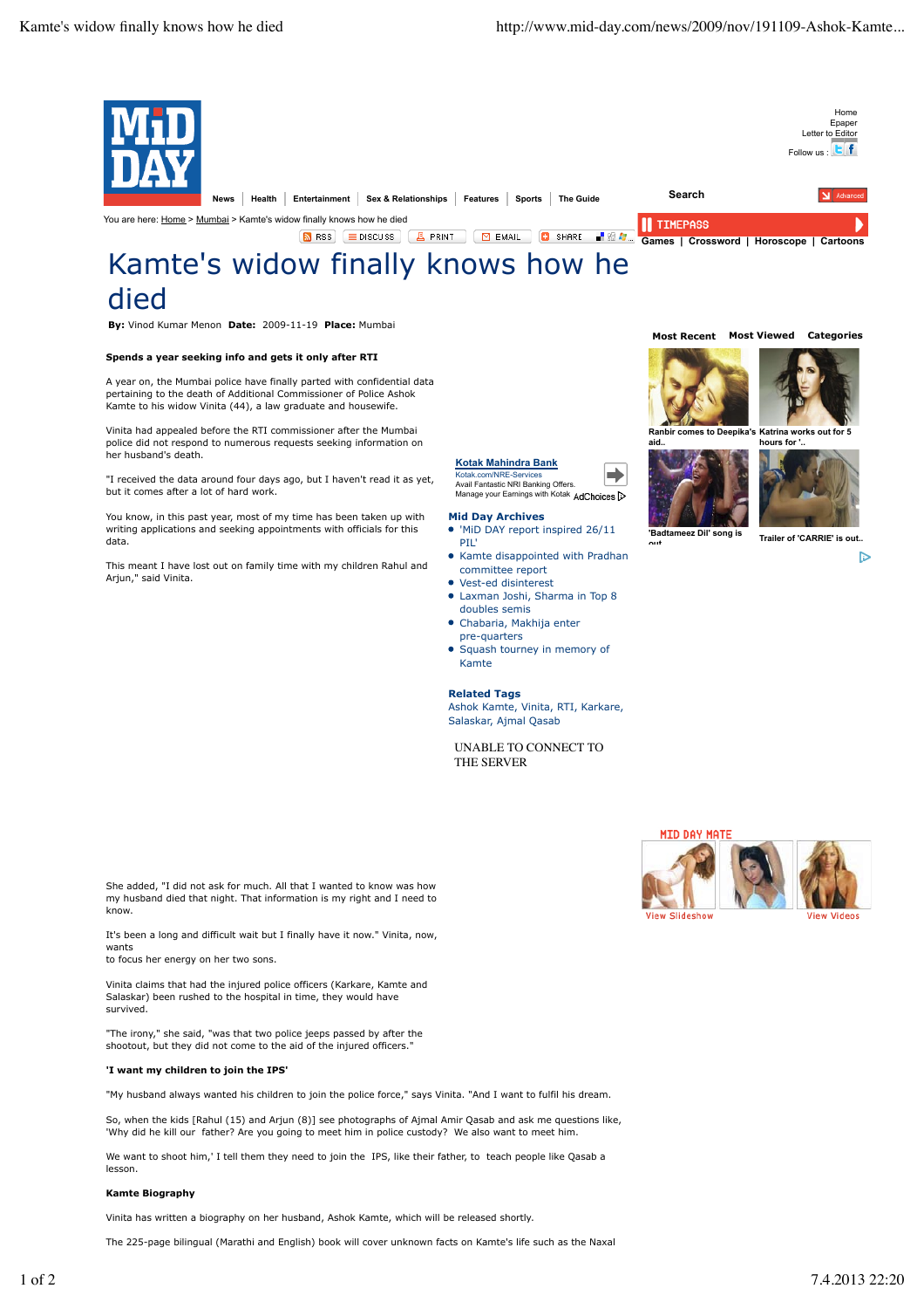# Kamte's widow finally knows how he died

**By:** Vinod Kumar Menon **Date:** 2009-11-19 **Place:** Mumbai

**Spends a year seeking info and gets it only after RTI**

A year on, the Mumbai police have finally parted with confidential data pertaining to the death of Additional Commissioner of Police Ashok Kamte to his widow Vinita (44), a law graduate and housewife.

Vinita had appealed before the RTI commissioner after the Mumbai police did not respond to numerous requests seeking information on her husband's death.

"I received the data around four days ago, but I haven't read it as yet, but it comes after a lot of hard work.

You know, in this past year, most of my time has been taken up with writing applications and seeking appointments with officials for this data.

This meant I have lost out on family time with my children Rahul and Arjun," said Vinita.

She added, "I did not ask for much. All that I wanted to know was how my husband died that night. That information is my right and I need to know.

It's been a long and difficult wait but I finally have it now." Vinita, now, wants to focus her energy on her two sons.

Vinita claims that had the injured police officers (Karkare, Kamte and Salaskar) been rushed to the hospital in time, they would have survived.

"The irony," she said, "was that two police jeeps passed by after the shootout, but they did not come to the aid of the injured officers."

**'I want my children to join the IPS'**

"My husband always wanted his children to join the police force," says Vinita. "And I want to fulfil his dream.

So, when the kids [Rahul (15) and Arjun (8)] see photographs of Ajmal Amir Qasab and ask me questions like, 'Why did he kill our father? Are you going to meet him in police custody? We also want to meet him.

We want to shoot him,' I tell them they need to join the IPS, like their father, to teach people like Qasab a lesson.

**Kamte Biography**

Vinita has written a biography on her husband, Ashok Kamte, which will be released shortly.

The 225-page bilingual (Marathi and English) book will cover unknown facts on Kamte's life such as the Naxal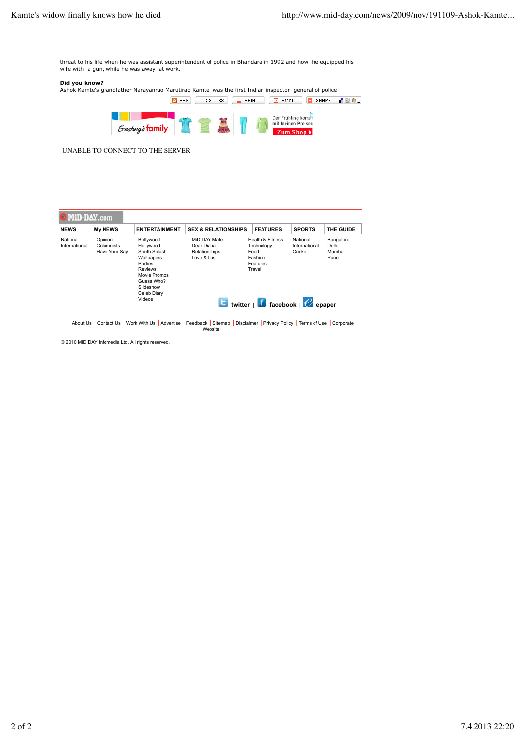threat to his life when he was assistant superintendent of police in Bhandara in 1992 and how he equipped his wife with a gun, while he was away at work.

**Did you know?**
Ashok Kamte's grandfather Narayanrao Marutirao Kamte was the first Indian inspector general of police

RSS | DISCUSS | PRINT | EMAIL | SHARE

UNABLE TO CONNECT TO THE SERVER

MiD-DAY.com

| NEWS | My NEWS | ENTERTAINMENT | SEX & RELATIONSHIPS | FEATURES | SPORTS | THE GUIDE |
|---|---|---|---|---|---|---|
| National | Opinion | Bollywood | MiD DAY Mate | Health & Fitness | National | Bangalore |
| International | Columnists | Hollywood | Dear Diana | Technology | International | Delhi |
| | Have Your Say | South Splash | Relationships | Food | Cricket | Mumbai |
| | | Wallpapers | Love & Lust | Fashion | | Pune |
| | | Parties | | Features | | |
| | | Reviews | | Travel | | |
| | | Movie Promos | | | | |
| | | Guess Who? | | | | |
| | | Slideshow | | | | |
| | | Celeb Diary | | | | |
| | | Videos | | | | |

twitter | facebook | epaper

About Us | Contact Us | Work With Us | Advertise | Feedback | Sitemap | Disclaimer | Privacy Policy | Terms of Use | Corporate Website

© 2010 MiD DAY Infomedia Ltd. All rights reserved.